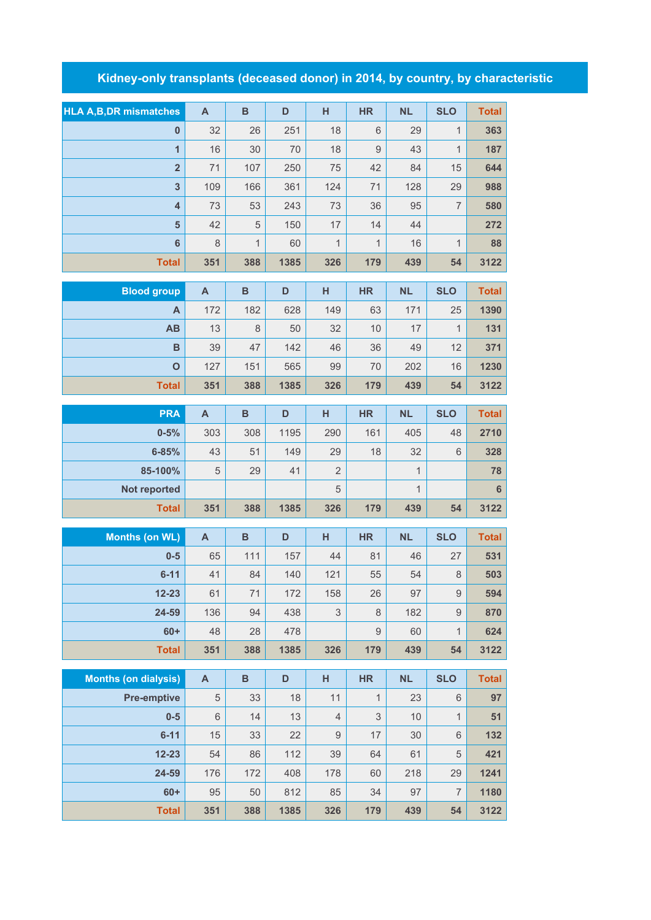# Kidney-only transplants (deceased donor) in 2014, by country, by characteristic

| HLA A,B,DR mismatches | A | B | D | H | HR | NL | SLO | Total |
|---|---|---|---|---|---|---|---|---|
| 0 | 32 | 26 | 251 | 18 | 6 | 29 | 1 | 363 |
| 1 | 16 | 30 | 70 | 18 | 9 | 43 | 1 | 187 |
| 2 | 71 | 107 | 250 | 75 | 42 | 84 | 15 | 644 |
| 3 | 109 | 166 | 361 | 124 | 71 | 128 | 29 | 988 |
| 4 | 73 | 53 | 243 | 73 | 36 | 95 | 7 | 580 |
| 5 | 42 | 5 | 150 | 17 | 14 | 44 | | 272 |
| 6 | 8 | 1 | 60 | 1 | 1 | 16 | 1 | 88 |
| Total | 351 | 388 | 1385 | 326 | 179 | 439 | 54 | 3122 |

| Blood group | A | B | D | H | HR | NL | SLO | Total |
|---|---|---|---|---|---|---|---|---|
| A | 172 | 182 | 628 | 149 | 63 | 171 | 25 | 1390 |
| AB | 13 | 8 | 50 | 32 | 10 | 17 | 1 | 131 |
| B | 39 | 47 | 142 | 46 | 36 | 49 | 12 | 371 |
| O | 127 | 151 | 565 | 99 | 70 | 202 | 16 | 1230 |
| Total | 351 | 388 | 1385 | 326 | 179 | 439 | 54 | 3122 |

| PRA | A | B | D | H | HR | NL | SLO | Total |
|---|---|---|---|---|---|---|---|---|
| 0-5% | 303 | 308 | 1195 | 290 | 161 | 405 | 48 | 2710 |
| 6-85% | 43 | 51 | 149 | 29 | 18 | 32 | 6 | 328 |
| 85-100% | 5 | 29 | 41 | 2 | | 1 | | 78 |
| Not reported | | | | 5 | | 1 | | 6 |
| Total | 351 | 388 | 1385 | 326 | 179 | 439 | 54 | 3122 |

| Months (on WL) | A | B | D | H | HR | NL | SLO | Total |
|---|---|---|---|---|---|---|---|---|
| 0-5 | 65 | 111 | 157 | 44 | 81 | 46 | 27 | 531 |
| 6-11 | 41 | 84 | 140 | 121 | 55 | 54 | 8 | 503 |
| 12-23 | 61 | 71 | 172 | 158 | 26 | 97 | 9 | 594 |
| 24-59 | 136 | 94 | 438 | 3 | 8 | 182 | 9 | 870 |
| 60+ | 48 | 28 | 478 | | 9 | 60 | 1 | 624 |
| Total | 351 | 388 | 1385 | 326 | 179 | 439 | 54 | 3122 |

| Months (on dialysis) | A | B | D | H | HR | NL | SLO | Total |
|---|---|---|---|---|---|---|---|---|
| Pre-emptive | 5 | 33 | 18 | 11 | 1 | 23 | 6 | 97 |
| 0-5 | 6 | 14 | 13 | 4 | 3 | 10 | 1 | 51 |
| 6-11 | 15 | 33 | 22 | 9 | 17 | 30 | 6 | 132 |
| 12-23 | 54 | 86 | 112 | 39 | 64 | 61 | 5 | 421 |
| 24-59 | 176 | 172 | 408 | 178 | 60 | 218 | 29 | 1241 |
| 60+ | 95 | 50 | 812 | 85 | 34 | 97 | 7 | 1180 |
| Total | 351 | 388 | 1385 | 326 | 179 | 439 | 54 | 3122 |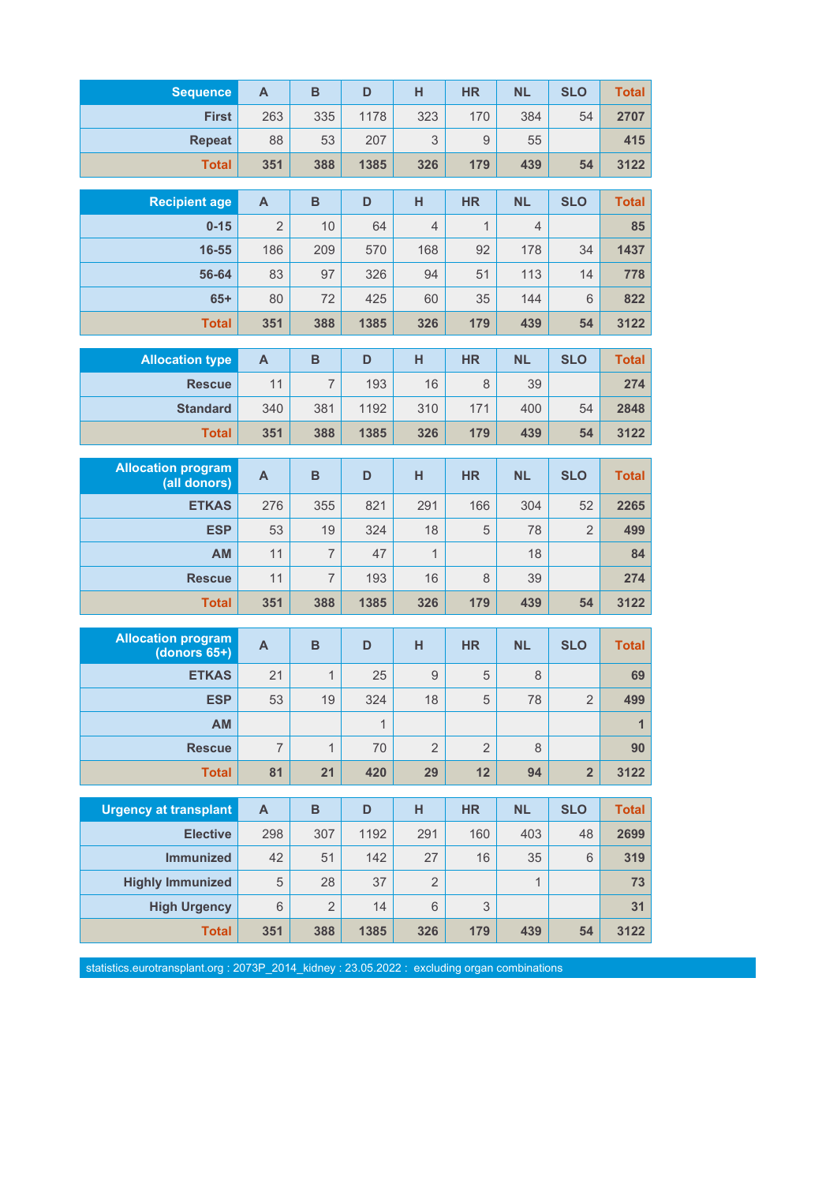| Sequence | A | B | D | H | HR | NL | SLO | Total |
|---|---|---|---|---|---|---|---|---|
| First | 263 | 335 | 1178 | 323 | 170 | 384 | 54 | 2707 |
| Repeat | 88 | 53 | 207 | 3 | 9 | 55 | | 415 |
| Total | 351 | 388 | 1385 | 326 | 179 | 439 | 54 | 3122 |

| Recipient age | A | B | D | H | HR | NL | SLO | Total |
|---|---|---|---|---|---|---|---|---|
| 0-15 | 2 | 10 | 64 | 4 | 1 | 4 | | 85 |
| 16-55 | 186 | 209 | 570 | 168 | 92 | 178 | 34 | 1437 |
| 56-64 | 83 | 97 | 326 | 94 | 51 | 113 | 14 | 778 |
| 65+ | 80 | 72 | 425 | 60 | 35 | 144 | 6 | 822 |
| Total | 351 | 388 | 1385 | 326 | 179 | 439 | 54 | 3122 |

| Allocation type | A | B | D | H | HR | NL | SLO | Total |
|---|---|---|---|---|---|---|---|---|
| Rescue | 11 | 7 | 193 | 16 | 8 | 39 | | 274 |
| Standard | 340 | 381 | 1192 | 310 | 171 | 400 | 54 | 2848 |
| Total | 351 | 388 | 1385 | 326 | 179 | 439 | 54 | 3122 |

| Allocation program (all donors) | A | B | D | H | HR | NL | SLO | Total |
|---|---|---|---|---|---|---|---|---|
| ETKAS | 276 | 355 | 821 | 291 | 166 | 304 | 52 | 2265 |
| ESP | 53 | 19 | 324 | 18 | 5 | 78 | 2 | 499 |
| AM | 11 | 7 | 47 | 1 | | 18 | | 84 |
| Rescue | 11 | 7 | 193 | 16 | 8 | 39 | | 274 |
| Total | 351 | 388 | 1385 | 326 | 179 | 439 | 54 | 3122 |

| Allocation program (donors 65+) | A | B | D | H | HR | NL | SLO | Total |
|---|---|---|---|---|---|---|---|---|
| ETKAS | 21 | 1 | 25 | 9 | 5 | 8 | | 69 |
| ESP | 53 | 19 | 324 | 18 | 5 | 78 | 2 | 499 |
| AM | | | 1 | | | | | 1 |
| Rescue | 7 | 1 | 70 | 2 | 2 | 8 | | 90 |
| Total | 81 | 21 | 420 | 29 | 12 | 94 | 2 | 3122 |

| Urgency at transplant | A | B | D | H | HR | NL | SLO | Total |
|---|---|---|---|---|---|---|---|---|
| Elective | 298 | 307 | 1192 | 291 | 160 | 403 | 48 | 2699 |
| Immunized | 42 | 51 | 142 | 27 | 16 | 35 | 6 | 319 |
| Highly Immunized | 5 | 28 | 37 | 2 | | 1 | | 73 |
| High Urgency | 6 | 2 | 14 | 6 | 3 | | | 31 |
| Total | 351 | 388 | 1385 | 326 | 179 | 439 | 54 | 3122 |

statistics.eurotransplant.org : 2073P_2014_kidney : 23.05.2022 : excluding organ combinations